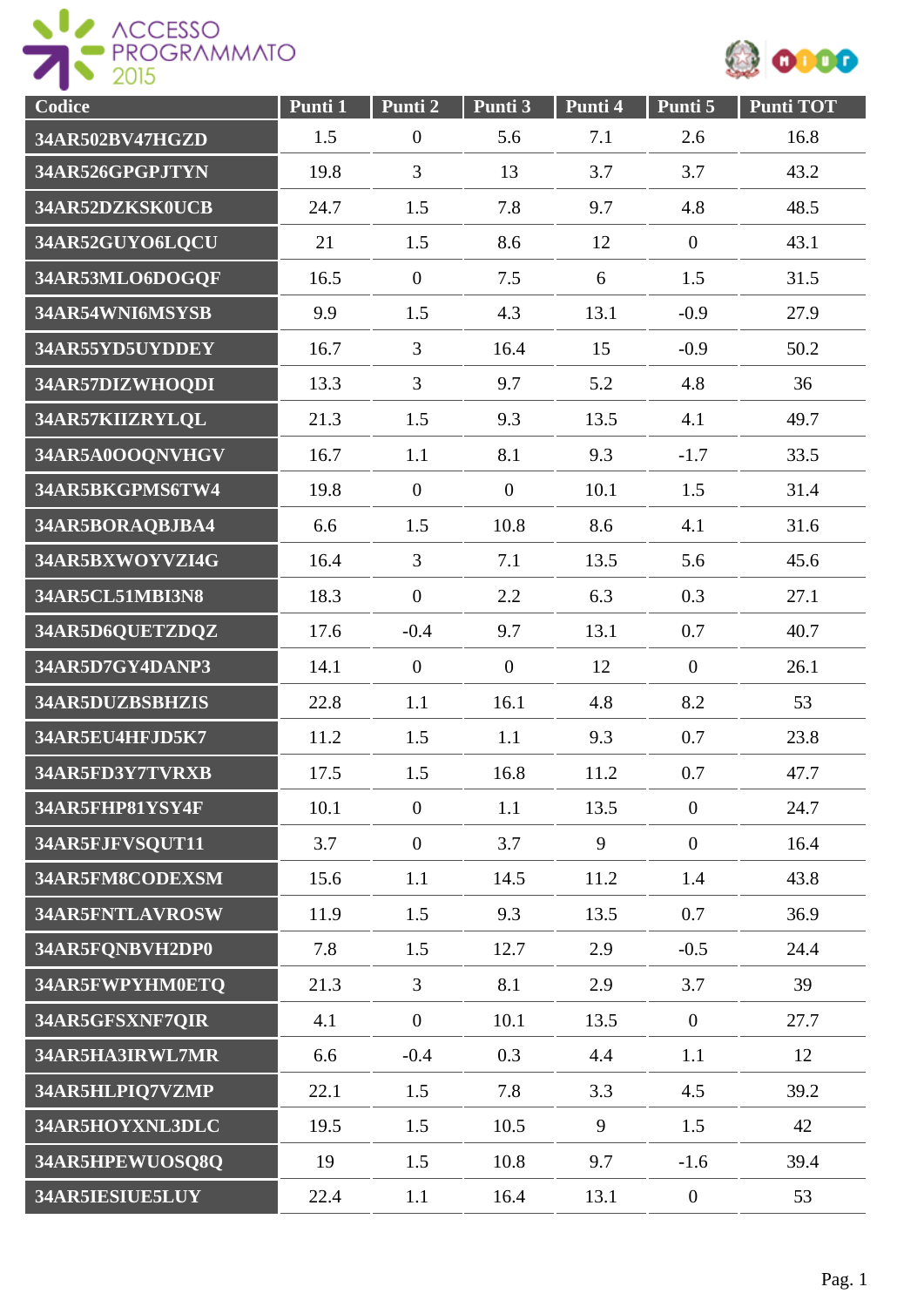ACCESSO PROGRAMMATO 2015

| Codice | Punti 1 | Punti 2 | Punti 3 | Punti 4 | Punti 5 | Punti TOT |
|---|---|---|---|---|---|---|
| 34AR502BV47HGZD | 1.5 | 0 | 5.6 | 7.1 | 2.6 | 16.8 |
| 34AR526GPGPJTYN | 19.8 | 3 | 13 | 3.7 | 3.7 | 43.2 |
| 34AR52DZKSK0UCB | 24.7 | 1.5 | 7.8 | 9.7 | 4.8 | 48.5 |
| 34AR52GUYO6LQCU | 21 | 1.5 | 8.6 | 12 | 0 | 43.1 |
| 34AR53MLO6DOGQF | 16.5 | 0 | 7.5 | 6 | 1.5 | 31.5 |
| 34AR54WNI6MSYSB | 9.9 | 1.5 | 4.3 | 13.1 | -0.9 | 27.9 |
| 34AR55YD5UYDDEY | 16.7 | 3 | 16.4 | 15 | -0.9 | 50.2 |
| 34AR57DIZWHOQDI | 13.3 | 3 | 9.7 | 5.2 | 4.8 | 36 |
| 34AR57KIIZRYLQL | 21.3 | 1.5 | 9.3 | 13.5 | 4.1 | 49.7 |
| 34AR5A0OOQNVHGV | 16.7 | 1.1 | 8.1 | 9.3 | -1.7 | 33.5 |
| 34AR5BKGPMS6TW4 | 19.8 | 0 | 0 | 10.1 | 1.5 | 31.4 |
| 34AR5BORAQBJBA4 | 6.6 | 1.5 | 10.8 | 8.6 | 4.1 | 31.6 |
| 34AR5BXWOYVZI4G | 16.4 | 3 | 7.1 | 13.5 | 5.6 | 45.6 |
| 34AR5CL51MBI3N8 | 18.3 | 0 | 2.2 | 6.3 | 0.3 | 27.1 |
| 34AR5D6QUETZDQZ | 17.6 | -0.4 | 9.7 | 13.1 | 0.7 | 40.7 |
| 34AR5D7GY4DANP3 | 14.1 | 0 | 0 | 12 | 0 | 26.1 |
| 34AR5DUZBSBHZIS | 22.8 | 1.1 | 16.1 | 4.8 | 8.2 | 53 |
| 34AR5EU4HFJD5K7 | 11.2 | 1.5 | 1.1 | 9.3 | 0.7 | 23.8 |
| 34AR5FD3Y7TVRXB | 17.5 | 1.5 | 16.8 | 11.2 | 0.7 | 47.7 |
| 34AR5FHP81YSY4F | 10.1 | 0 | 1.1 | 13.5 | 0 | 24.7 |
| 34AR5FJFVSQUT11 | 3.7 | 0 | 3.7 | 9 | 0 | 16.4 |
| 34AR5FM8CODEXSM | 15.6 | 1.1 | 14.5 | 11.2 | 1.4 | 43.8 |
| 34AR5FNTLAVROSW | 11.9 | 1.5 | 9.3 | 13.5 | 0.7 | 36.9 |
| 34AR5FQNBVH2DP0 | 7.8 | 1.5 | 12.7 | 2.9 | -0.5 | 24.4 |
| 34AR5FWPYHM0ETQ | 21.3 | 3 | 8.1 | 2.9 | 3.7 | 39 |
| 34AR5GFSXNF7QIR | 4.1 | 0 | 10.1 | 13.5 | 0 | 27.7 |
| 34AR5HA3IRWL7MR | 6.6 | -0.4 | 0.3 | 4.4 | 1.1 | 12 |
| 34AR5HLPIQ7VZMP | 22.1 | 1.5 | 7.8 | 3.3 | 4.5 | 39.2 |
| 34AR5HOYXNL3DLC | 19.5 | 1.5 | 10.5 | 9 | 1.5 | 42 |
| 34AR5HPEWUOSQ8Q | 19 | 1.5 | 10.8 | 9.7 | -1.6 | 39.4 |
| 34AR5IESIUE5LUY | 22.4 | 1.1 | 16.4 | 13.1 | 0 | 53 |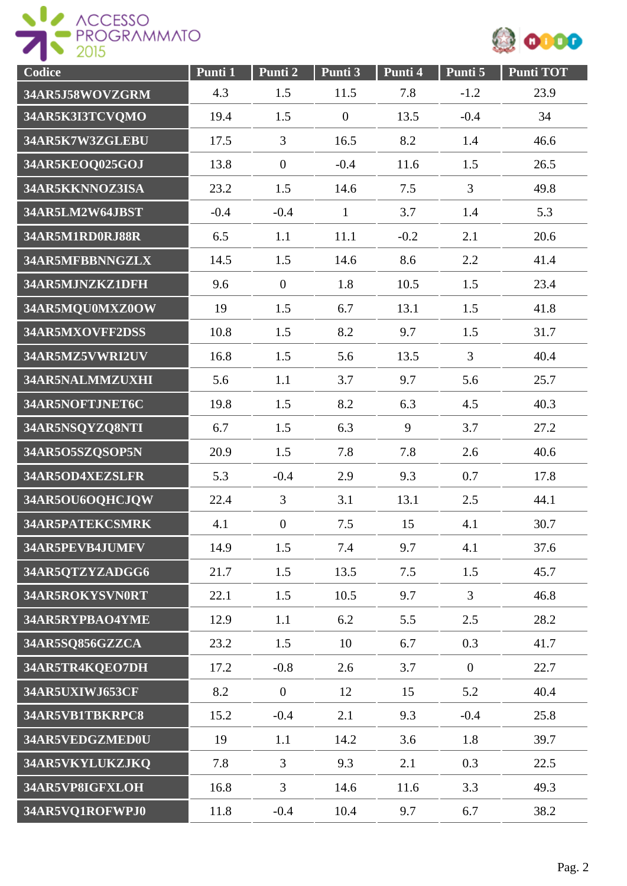| Codice | Punti 1 | Punti 2 | Punti 3 | Punti 4 | Punti 5 | Punti TOT |
|---|---|---|---|---|---|---|
| 34AR5J58WOVZGRM | 4.3 | 1.5 | 11.5 | 7.8 | -1.2 | 23.9 |
| 34AR5K3I3TCVQMO | 19.4 | 1.5 | 0 | 13.5 | -0.4 | 34 |
| 34AR5K7W3ZGLEBU | 17.5 | 3 | 16.5 | 8.2 | 1.4 | 46.6 |
| 34AR5KEOQ025GOJ | 13.8 | 0 | -0.4 | 11.6 | 1.5 | 26.5 |
| 34AR5KKNNOZ3ISA | 23.2 | 1.5 | 14.6 | 7.5 | 3 | 49.8 |
| 34AR5LM2W64JBST | -0.4 | -0.4 | 1 | 3.7 | 1.4 | 5.3 |
| 34AR5M1RD0RJ88R | 6.5 | 1.1 | 11.1 | -0.2 | 2.1 | 20.6 |
| 34AR5MFBBNNGZLX | 14.5 | 1.5 | 14.6 | 8.6 | 2.2 | 41.4 |
| 34AR5MJNZKZ1DFH | 9.6 | 0 | 1.8 | 10.5 | 1.5 | 23.4 |
| 34AR5MQU0MXZ0OW | 19 | 1.5 | 6.7 | 13.1 | 1.5 | 41.8 |
| 34AR5MXOVFF2DSS | 10.8 | 1.5 | 8.2 | 9.7 | 1.5 | 31.7 |
| 34AR5MZ5VWRI2UV | 16.8 | 1.5 | 5.6 | 13.5 | 3 | 40.4 |
| 34AR5NALMMZUXHI | 5.6 | 1.1 | 3.7 | 9.7 | 5.6 | 25.7 |
| 34AR5NOFTJNET6C | 19.8 | 1.5 | 8.2 | 6.3 | 4.5 | 40.3 |
| 34AR5NSQYZQ8NTI | 6.7 | 1.5 | 6.3 | 9 | 3.7 | 27.2 |
| 34AR5O5SZQSOP5N | 20.9 | 1.5 | 7.8 | 7.8 | 2.6 | 40.6 |
| 34AR5OD4XEZSLFR | 5.3 | -0.4 | 2.9 | 9.3 | 0.7 | 17.8 |
| 34AR5OU6OQHCJQW | 22.4 | 3 | 3.1 | 13.1 | 2.5 | 44.1 |
| 34AR5PATEKCSMRK | 4.1 | 0 | 7.5 | 15 | 4.1 | 30.7 |
| 34AR5PEVB4JUMFV | 14.9 | 1.5 | 7.4 | 9.7 | 4.1 | 37.6 |
| 34AR5QTZYZADGG6 | 21.7 | 1.5 | 13.5 | 7.5 | 1.5 | 45.7 |
| 34AR5ROKYSVN0RT | 22.1 | 1.5 | 10.5 | 9.7 | 3 | 46.8 |
| 34AR5RYPBAO4YME | 12.9 | 1.1 | 6.2 | 5.5 | 2.5 | 28.2 |
| 34AR5SQ856GZZCA | 23.2 | 1.5 | 10 | 6.7 | 0.3 | 41.7 |
| 34AR5TR4KQEO7DH | 17.2 | -0.8 | 2.6 | 3.7 | 0 | 22.7 |
| 34AR5UXIWJ653CF | 8.2 | 0 | 12 | 15 | 5.2 | 40.4 |
| 34AR5VB1TBKRPC8 | 15.2 | -0.4 | 2.1 | 9.3 | -0.4 | 25.8 |
| 34AR5VEDGZMED0U | 19 | 1.1 | 14.2 | 3.6 | 1.8 | 39.7 |
| 34AR5VKYLUKZJKQ | 7.8 | 3 | 9.3 | 2.1 | 0.3 | 22.5 |
| 34AR5VP8IGFXLOH | 16.8 | 3 | 14.6 | 11.6 | 3.3 | 49.3 |
| 34AR5VQ1ROFWPJ0 | 11.8 | -0.4 | 10.4 | 9.7 | 6.7 | 38.2 |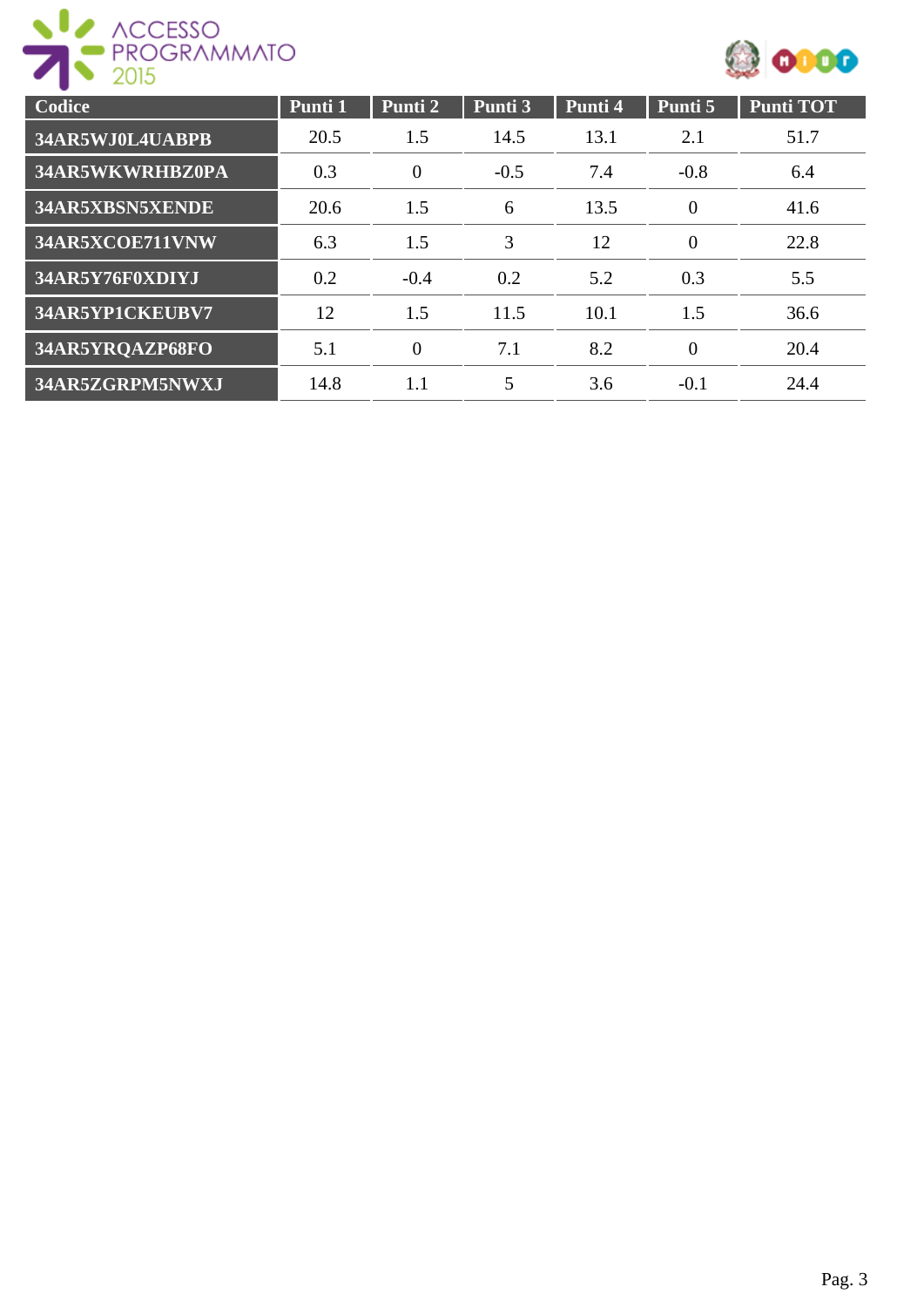| Codice | Punti 1 | Punti 2 | Punti 3 | Punti 4 | Punti 5 | Punti TOT |
|---|---|---|---|---|---|---|
| 34AR5WJ0L4UABPB | 20.5 | 1.5 | 14.5 | 13.1 | 2.1 | 51.7 |
| 34AR5WKWRHBZ0PA | 0.3 | 0 | -0.5 | 7.4 | -0.8 | 6.4 |
| 34AR5XBSN5XENDE | 20.6 | 1.5 | 6 | 13.5 | 0 | 41.6 |
| 34AR5XCOE711VNW | 6.3 | 1.5 | 3 | 12 | 0 | 22.8 |
| 34AR5Y76F0XDIYJ | 0.2 | -0.4 | 0.2 | 5.2 | 0.3 | 5.5 |
| 34AR5YP1CKEUBV7 | 12 | 1.5 | 11.5 | 10.1 | 1.5 | 36.6 |
| 34AR5YRQAZP68FO | 5.1 | 0 | 7.1 | 8.2 | 0 | 20.4 |
| 34AR5ZGRPM5NWXJ | 14.8 | 1.1 | 5 | 3.6 | -0.1 | 24.4 |